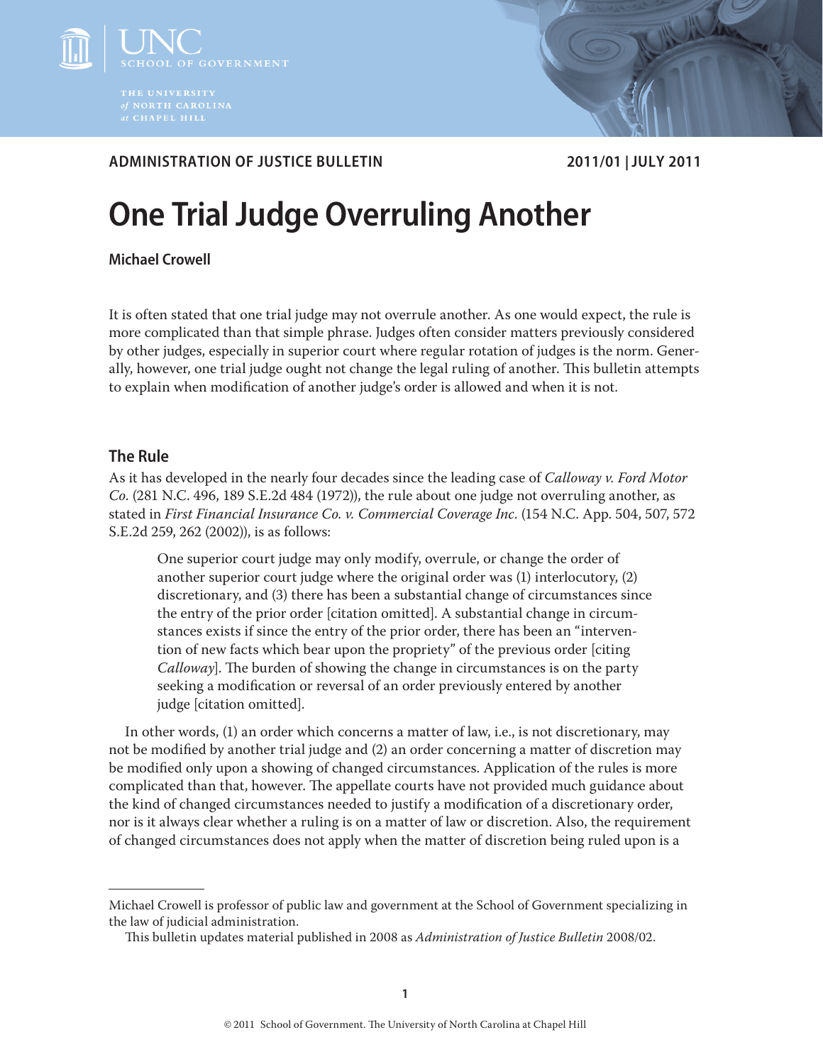ADMINISTRATION OF JUSTICE BULLETIN

2011/01 | JULY 2011

# One Trial Judge Overruling Another

**Michael Crowell**

It is often stated that one trial judge may not overrule another. As one would expect, the rule is more complicated than that simple phrase. Judges often consider matters previously considered by other judges, especially in superior court where regular rotation of judges is the norm. Generally, however, one trial judge ought not change the legal ruling of another. This bulletin attempts to explain when modification of another judge's order is allowed and when it is not.

## The Rule

As it has developed in the nearly four decades since the leading case of *Calloway v. Ford Motor Co.* (281 N.C. 496, 189 S.E.2d 484 (1972)), the rule about one judge not overruling another, as stated in *First Financial Insurance Co. v. Commercial Coverage Inc.* (154 N.C. App. 504, 507, 572 S.E.2d 259, 262 (2002)), is as follows:

> One superior court judge may only modify, overrule, or change the order of another superior court judge where the original order was (1) interlocutory, (2) discretionary, and (3) there has been a substantial change of circumstances since the entry of the prior order [citation omitted]. A substantial change in circumstances exists if since the entry of the prior order, there has been an "intervention of new facts which bear upon the propriety" of the previous order [citing *Calloway*]. The burden of showing the change in circumstances is on the party seeking a modification or reversal of an order previously entered by another judge [citation omitted].

In other words, (1) an order which concerns a matter of law, i.e., is not discretionary, may not be modified by another trial judge and (2) an order concerning a matter of discretion may be modified only upon a showing of changed circumstances. Application of the rules is more complicated than that, however. The appellate courts have not provided much guidance about the kind of changed circumstances needed to justify a modification of a discretionary order, nor is it always clear whether a ruling is on a matter of law or discretion. Also, the requirement of changed circumstances does not apply when the matter of discretion being ruled upon is a

---

Michael Crowell is professor of public law and government at the School of Government specializing in the law of judicial administration.

This bulletin updates material published in 2008 as *Administration of Justice Bulletin* 2008/02.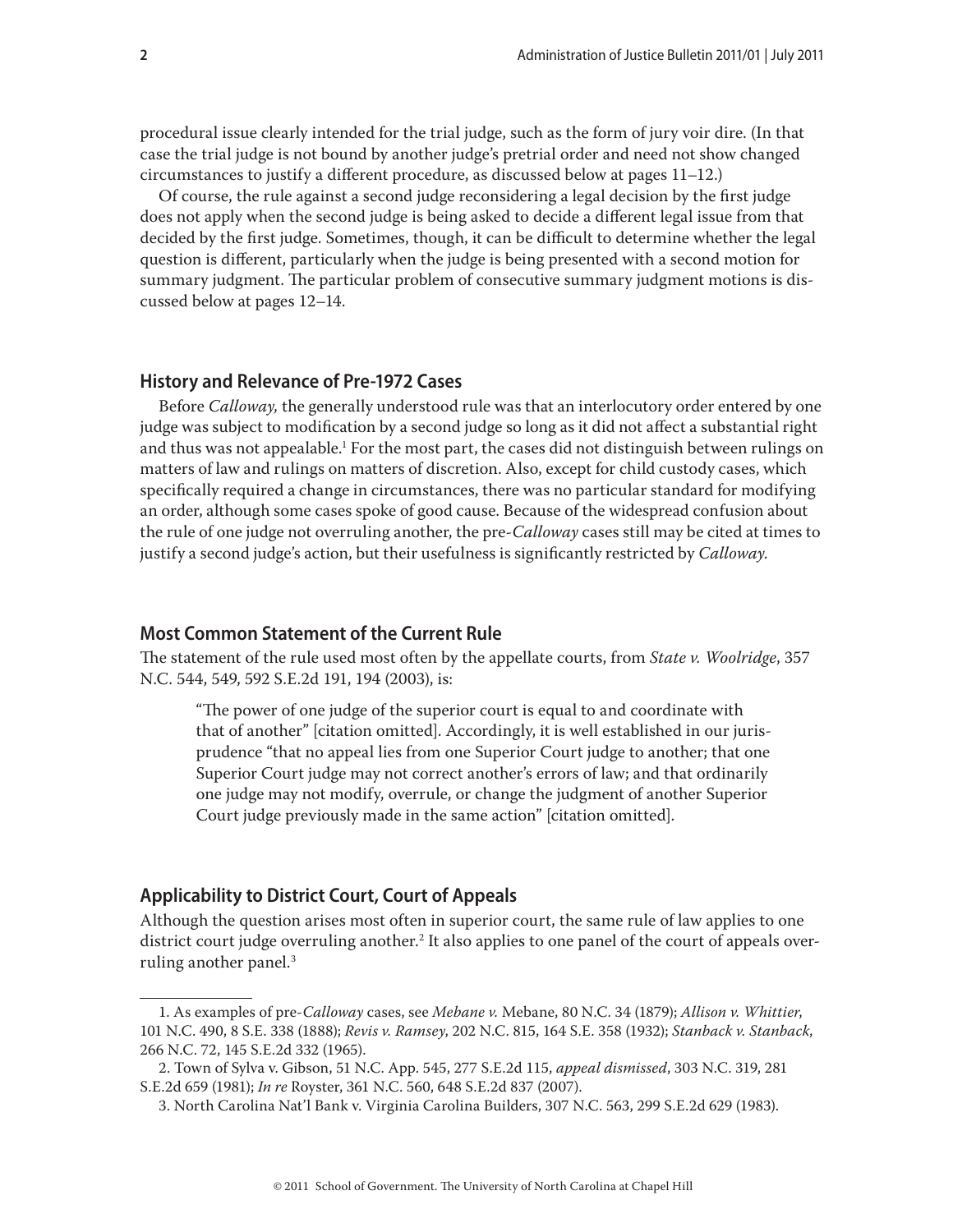procedural issue clearly intended for the trial judge, such as the form of jury voir dire. (In that case the trial judge is not bound by another judge's pretrial order and need not show changed circumstances to justify a different procedure, as discussed below at pages 11–12.)

Of course, the rule against a second judge reconsidering a legal decision by the first judge does not apply when the second judge is being asked to decide a different legal issue from that decided by the first judge. Sometimes, though, it can be difficult to determine whether the legal question is different, particularly when the judge is being presented with a second motion for summary judgment. The particular problem of consecutive summary judgment motions is discussed below at pages 12–14.

## History and Relevance of Pre-1972 Cases

Before *Calloway,* the generally understood rule was that an interlocutory order entered by one judge was subject to modification by a second judge so long as it did not affect a substantial right and thus was not appealable.[1] For the most part, the cases did not distinguish between rulings on matters of law and rulings on matters of discretion. Also, except for child custody cases, which specifically required a change in circumstances, there was no particular standard for modifying an order, although some cases spoke of good cause. Because of the widespread confusion about the rule of one judge not overruling another, the pre-*Calloway* cases still may be cited at times to justify a second judge's action, but their usefulness is significantly restricted by *Calloway.*

## Most Common Statement of the Current Rule

The statement of the rule used most often by the appellate courts, from *State v. Woolridge*, 357 N.C. 544, 549, 592 S.E.2d 191, 194 (2003), is:

> "The power of one judge of the superior court is equal to and coordinate with that of another" [citation omitted]. Accordingly, it is well established in our jurisprudence "that no appeal lies from one Superior Court judge to another; that one Superior Court judge may not correct another's errors of law; and that ordinarily one judge may not modify, overrule, or change the judgment of another Superior Court judge previously made in the same action" [citation omitted].

## Applicability to District Court, Court of Appeals

Although the question arises most often in superior court, the same rule of law applies to one district court judge overruling another.[2] It also applies to one panel of the court of appeals overruling another panel.[3]

---

1. As examples of pre-*Calloway* cases, see *Mebane v.* Mebane, 80 N.C. 34 (1879); *Allison v. Whittier*, 101 N.C. 490, 8 S.E. 338 (1888); *Revis v. Ramsey*, 202 N.C. 815, 164 S.E. 358 (1932); *Stanback v. Stanback*, 266 N.C. 72, 145 S.E.2d 332 (1965).

2. Town of Sylva v. Gibson, 51 N.C. App. 545, 277 S.E.2d 115, *appeal dismissed*, 303 N.C. 319, 281 S.E.2d 659 (1981); *In re* Royster, 361 N.C. 560, 648 S.E.2d 837 (2007).

3. North Carolina Nat'l Bank v. Virginia Carolina Builders, 307 N.C. 563, 299 S.E.2d 629 (1983).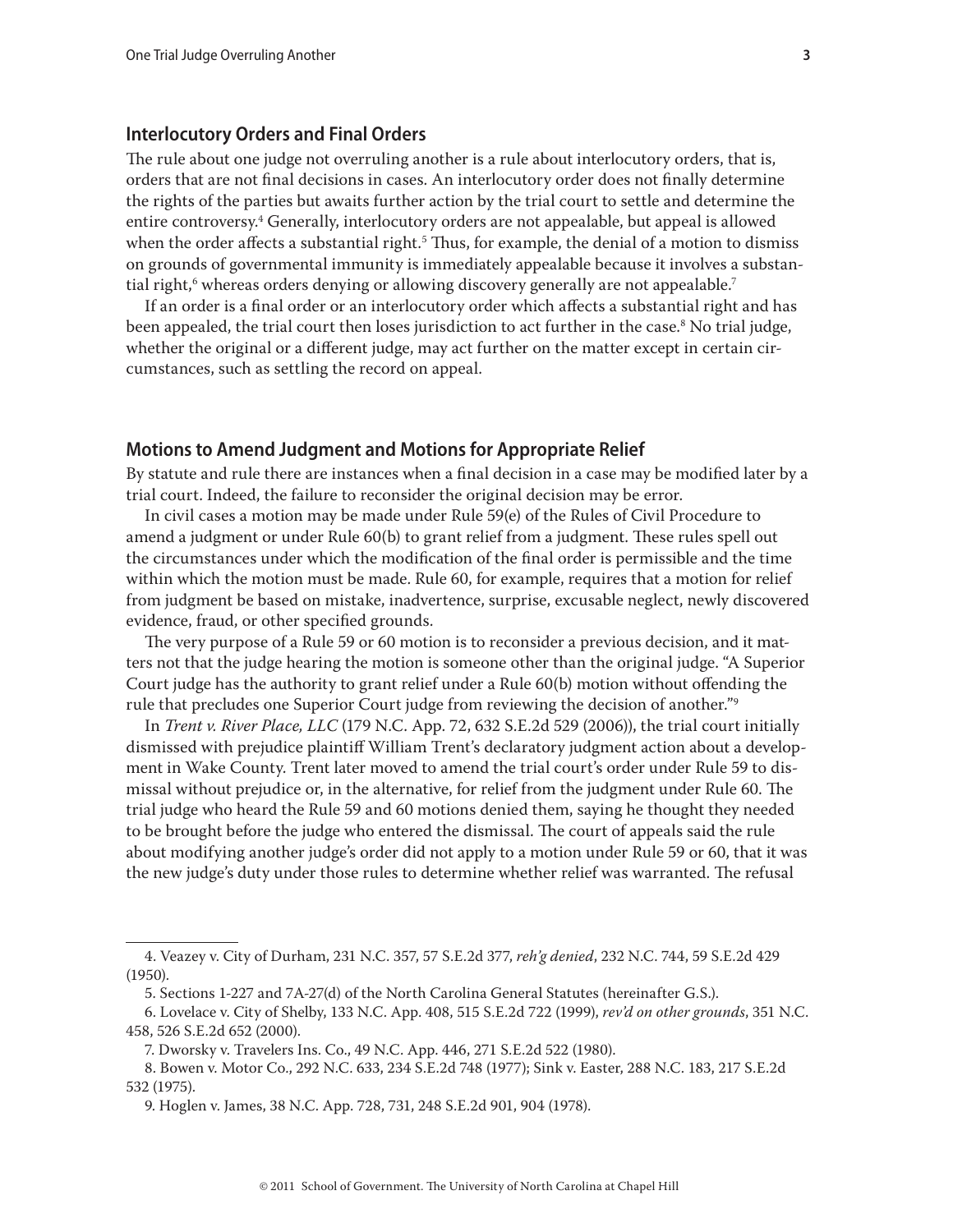## Interlocutory Orders and Final Orders

The rule about one judge not overruling another is a rule about interlocutory orders, that is, orders that are not final decisions in cases. An interlocutory order does not finally determine the rights of the parties but awaits further action by the trial court to settle and determine the entire controversy.[4] Generally, interlocutory orders are not appealable, but appeal is allowed when the order affects a substantial right.[5] Thus, for example, the denial of a motion to dismiss on grounds of governmental immunity is immediately appealable because it involves a substantial right,[6] whereas orders denying or allowing discovery generally are not appealable.[7]

If an order is a final order or an interlocutory order which affects a substantial right and has been appealed, the trial court then loses jurisdiction to act further in the case.[8] No trial judge, whether the original or a different judge, may act further on the matter except in certain circumstances, such as settling the record on appeal.

## Motions to Amend Judgment and Motions for Appropriate Relief

By statute and rule there are instances when a final decision in a case may be modified later by a trial court. Indeed, the failure to reconsider the original decision may be error.

In civil cases a motion may be made under Rule 59(e) of the Rules of Civil Procedure to amend a judgment or under Rule 60(b) to grant relief from a judgment. These rules spell out the circumstances under which the modification of the final order is permissible and the time within which the motion must be made. Rule 60, for example, requires that a motion for relief from judgment be based on mistake, inadvertence, surprise, excusable neglect, newly discovered evidence, fraud, or other specified grounds.

The very purpose of a Rule 59 or 60 motion is to reconsider a previous decision, and it matters not that the judge hearing the motion is someone other than the original judge. "A Superior Court judge has the authority to grant relief under a Rule 60(b) motion without offending the rule that precludes one Superior Court judge from reviewing the decision of another."[9]

In *Trent v. River Place, LLC* (179 N.C. App. 72, 632 S.E.2d 529 (2006)), the trial court initially dismissed with prejudice plaintiff William Trent's declaratory judgment action about a development in Wake County. Trent later moved to amend the trial court's order under Rule 59 to dismissal without prejudice or, in the alternative, for relief from the judgment under Rule 60. The trial judge who heard the Rule 59 and 60 motions denied them, saying he thought they needed to be brought before the judge who entered the dismissal. The court of appeals said the rule about modifying another judge's order did not apply to a motion under Rule 59 or 60, that it was the new judge's duty under those rules to determine whether relief was warranted. The refusal

---

4. Veazey v. City of Durham, 231 N.C. 357, 57 S.E.2d 377, *reh'g denied*, 232 N.C. 744, 59 S.E.2d 429 (1950).

5. Sections 1-227 and 7A-27(d) of the North Carolina General Statutes (hereinafter G.S.).

6. Lovelace v. City of Shelby, 133 N.C. App. 408, 515 S.E.2d 722 (1999), *rev'd on other grounds*, 351 N.C. 458, 526 S.E.2d 652 (2000).

7. Dworsky v. Travelers Ins. Co., 49 N.C. App. 446, 271 S.E.2d 522 (1980).

8. Bowen v. Motor Co., 292 N.C. 633, 234 S.E.2d 748 (1977); Sink v. Easter, 288 N.C. 183, 217 S.E.2d 532 (1975).

9. Hoglen v. James, 38 N.C. App. 728, 731, 248 S.E.2d 901, 904 (1978).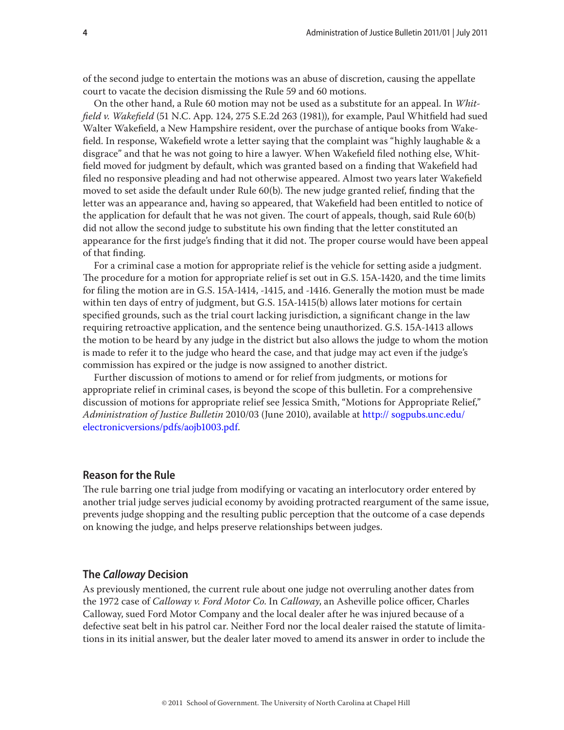of the second judge to entertain the motions was an abuse of discretion, causing the appellate court to vacate the decision dismissing the Rule 59 and 60 motions.

On the other hand, a Rule 60 motion may not be used as a substitute for an appeal. In *Whitfield v. Wakefield* (51 N.C. App. 124, 275 S.E.2d 263 (1981)), for example, Paul Whitfield had sued Walter Wakefield, a New Hampshire resident, over the purchase of antique books from Wakefield. In response, Wakefield wrote a letter saying that the complaint was "highly laughable & a disgrace" and that he was not going to hire a lawyer. When Wakefield filed nothing else, Whitfield moved for judgment by default, which was granted based on a finding that Wakefield had filed no responsive pleading and had not otherwise appeared. Almost two years later Wakefield moved to set aside the default under Rule 60(b). The new judge granted relief, finding that the letter was an appearance and, having so appeared, that Wakefield had been entitled to notice of the application for default that he was not given. The court of appeals, though, said Rule 60(b) did not allow the second judge to substitute his own finding that the letter constituted an appearance for the first judge's finding that it did not. The proper course would have been appeal of that finding.

For a criminal case a motion for appropriate relief is the vehicle for setting aside a judgment. The procedure for a motion for appropriate relief is set out in G.S. 15A-1420, and the time limits for filing the motion are in G.S. 15A-1414, -1415, and -1416. Generally the motion must be made within ten days of entry of judgment, but G.S. 15A-1415(b) allows later motions for certain specified grounds, such as the trial court lacking jurisdiction, a significant change in the law requiring retroactive application, and the sentence being unauthorized. G.S. 15A-1413 allows the motion to be heard by any judge in the district but also allows the judge to whom the motion is made to refer it to the judge who heard the case, and that judge may act even if the judge's commission has expired or the judge is now assigned to another district.

Further discussion of motions to amend or for relief from judgments, or motions for appropriate relief in criminal cases, is beyond the scope of this bulletin. For a comprehensive discussion of motions for appropriate relief see Jessica Smith, "Motions for Appropriate Relief," *Administration of Justice Bulletin* 2010/03 (June 2010), available at http:// sogpubs.unc.edu/electronicversions/pdfs/aojb1003.pdf.

## Reason for the Rule

The rule barring one trial judge from modifying or vacating an interlocutory order entered by another trial judge serves judicial economy by avoiding protracted reargument of the same issue, prevents judge shopping and the resulting public perception that the outcome of a case depends on knowing the judge, and helps preserve relationships between judges.

## The *Calloway* Decision

As previously mentioned, the current rule about one judge not overruling another dates from the 1972 case of *Calloway v. Ford Motor Co.* In *Calloway*, an Asheville police officer, Charles Calloway, sued Ford Motor Company and the local dealer after he was injured because of a defective seat belt in his patrol car. Neither Ford nor the local dealer raised the statute of limitations in its initial answer, but the dealer later moved to amend its answer in order to include the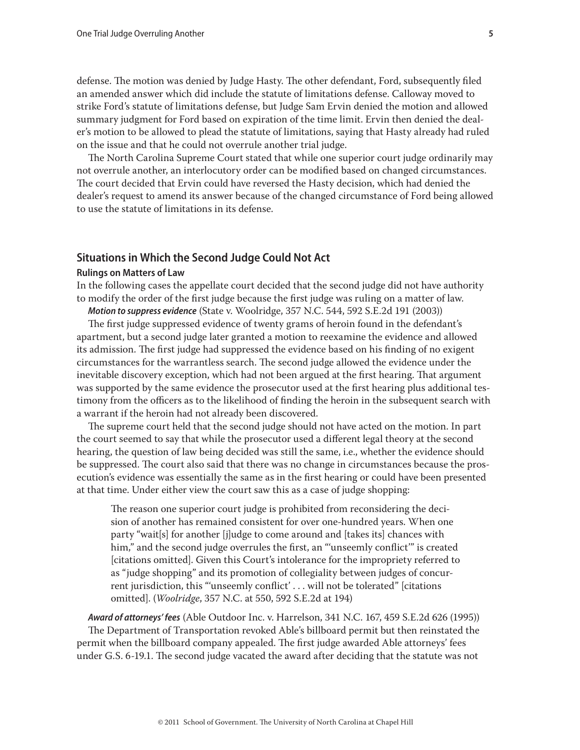defense. The motion was denied by Judge Hasty. The other defendant, Ford, subsequently filed an amended answer which did include the statute of limitations defense. Calloway moved to strike Ford's statute of limitations defense, but Judge Sam Ervin denied the motion and allowed summary judgment for Ford based on expiration of the time limit. Ervin then denied the dealer's motion to be allowed to plead the statute of limitations, saying that Hasty already had ruled on the issue and that he could not overrule another trial judge.

The North Carolina Supreme Court stated that while one superior court judge ordinarily may not overrule another, an interlocutory order can be modified based on changed circumstances. The court decided that Ervin could have reversed the Hasty decision, which had denied the dealer's request to amend its answer because of the changed circumstance of Ford being allowed to use the statute of limitations in its defense.

## Situations in Which the Second Judge Could Not Act

### Rulings on Matters of Law

In the following cases the appellate court decided that the second judge did not have authority to modify the order of the first judge because the first judge was ruling on a matter of law.

***Motion to suppress evidence*** (State v. Woolridge, 357 N.C. 544, 592 S.E.2d 191 (2003))

The first judge suppressed evidence of twenty grams of heroin found in the defendant's apartment, but a second judge later granted a motion to reexamine the evidence and allowed its admission. The first judge had suppressed the evidence based on his finding of no exigent circumstances for the warrantless search. The second judge allowed the evidence under the inevitable discovery exception, which had not been argued at the first hearing. That argument was supported by the same evidence the prosecutor used at the first hearing plus additional testimony from the officers as to the likelihood of finding the heroin in the subsequent search with a warrant if the heroin had not already been discovered.

The supreme court held that the second judge should not have acted on the motion. In part the court seemed to say that while the prosecutor used a different legal theory at the second hearing, the question of law being decided was still the same, i.e., whether the evidence should be suppressed. The court also said that there was no change in circumstances because the prosecution's evidence was essentially the same as in the first hearing or could have been presented at that time. Under either view the court saw this as a case of judge shopping:

> The reason one superior court judge is prohibited from reconsidering the decision of another has remained consistent for over one-hundred years. When one party "wait[s] for another [j]udge to come around and [takes its] chances with him," and the second judge overrules the first, an "'unseemly conflict'" is created [citations omitted]. Given this Court's intolerance for the impropriety referred to as "judge shopping" and its promotion of collegiality between judges of concurrent jurisdiction, this "'unseemly conflict' . . . will not be tolerated" [citations omitted]. (*Woolridge*, 357 N.C. at 550, 592 S.E.2d at 194)

***Award of attorneys' fees*** (Able Outdoor Inc. v. Harrelson, 341 N.C. 167, 459 S.E.2d 626 (1995))

The Department of Transportation revoked Able's billboard permit but then reinstated the permit when the billboard company appealed. The first judge awarded Able attorneys' fees under G.S. 6-19.1. The second judge vacated the award after deciding that the statute was not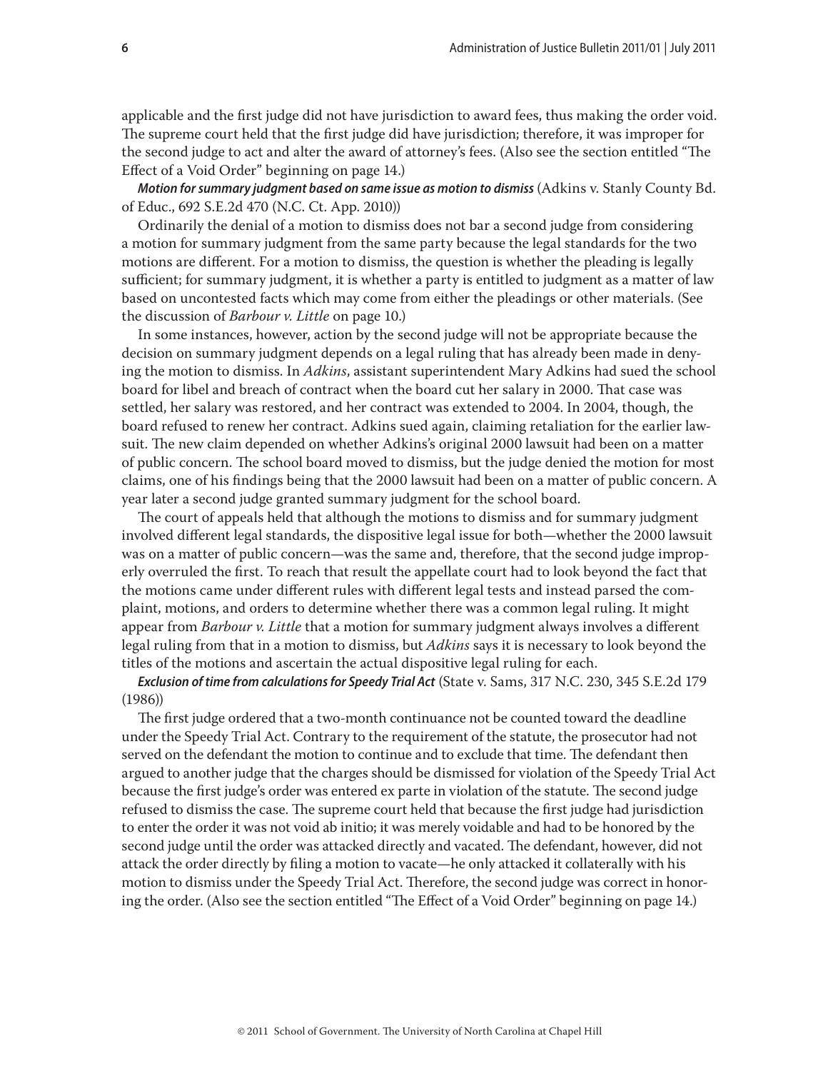applicable and the first judge did not have jurisdiction to award fees, thus making the order void. The supreme court held that the first judge did have jurisdiction; therefore, it was improper for the second judge to act and alter the award of attorney's fees. (Also see the section entitled "The Effect of a Void Order" beginning on page 14.)

***Motion for summary judgment based on same issue as motion to dismiss*** (Adkins v. Stanly County Bd. of Educ., 692 S.E.2d 470 (N.C. Ct. App. 2010))

Ordinarily the denial of a motion to dismiss does not bar a second judge from considering a motion for summary judgment from the same party because the legal standards for the two motions are different. For a motion to dismiss, the question is whether the pleading is legally sufficient; for summary judgment, it is whether a party is entitled to judgment as a matter of law based on uncontested facts which may come from either the pleadings or other materials. (See the discussion of *Barbour v. Little* on page 10.)

In some instances, however, action by the second judge will not be appropriate because the decision on summary judgment depends on a legal ruling that has already been made in denying the motion to dismiss. In *Adkins*, assistant superintendent Mary Adkins had sued the school board for libel and breach of contract when the board cut her salary in 2000. That case was settled, her salary was restored, and her contract was extended to 2004. In 2004, though, the board refused to renew her contract. Adkins sued again, claiming retaliation for the earlier lawsuit. The new claim depended on whether Adkins's original 2000 lawsuit had been on a matter of public concern. The school board moved to dismiss, but the judge denied the motion for most claims, one of his findings being that the 2000 lawsuit had been on a matter of public concern. A year later a second judge granted summary judgment for the school board.

The court of appeals held that although the motions to dismiss and for summary judgment involved different legal standards, the dispositive legal issue for both—whether the 2000 lawsuit was on a matter of public concern—was the same and, therefore, that the second judge improperly overruled the first. To reach that result the appellate court had to look beyond the fact that the motions came under different rules with different legal tests and instead parsed the complaint, motions, and orders to determine whether there was a common legal ruling. It might appear from *Barbour v. Little* that a motion for summary judgment always involves a different legal ruling from that in a motion to dismiss, but *Adkins* says it is necessary to look beyond the titles of the motions and ascertain the actual dispositive legal ruling for each.

***Exclusion of time from calculations for Speedy Trial Act*** (State v. Sams, 317 N.C. 230, 345 S.E.2d 179 (1986))

The first judge ordered that a two-month continuance not be counted toward the deadline under the Speedy Trial Act. Contrary to the requirement of the statute, the prosecutor had not served on the defendant the motion to continue and to exclude that time. The defendant then argued to another judge that the charges should be dismissed for violation of the Speedy Trial Act because the first judge's order was entered ex parte in violation of the statute. The second judge refused to dismiss the case. The supreme court held that because the first judge had jurisdiction to enter the order it was not void ab initio; it was merely voidable and had to be honored by the second judge until the order was attacked directly and vacated. The defendant, however, did not attack the order directly by filing a motion to vacate—he only attacked it collaterally with his motion to dismiss under the Speedy Trial Act. Therefore, the second judge was correct in honoring the order. (Also see the section entitled "The Effect of a Void Order" beginning on page 14.)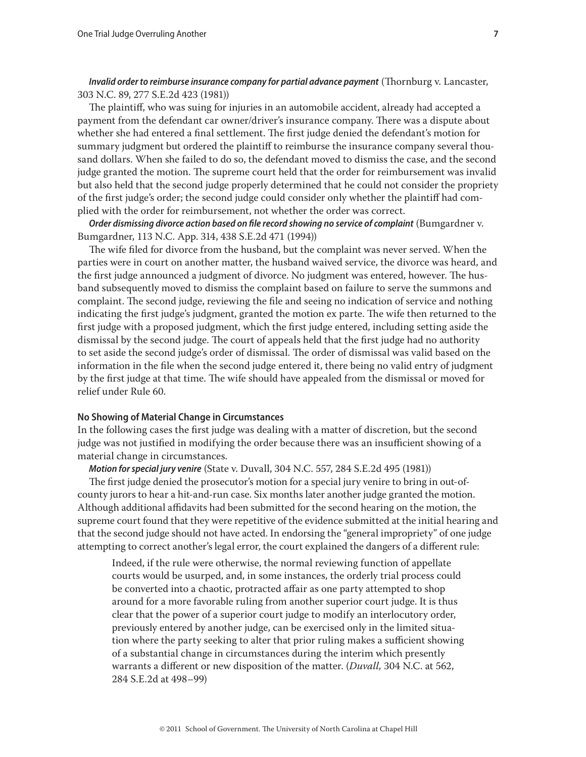***Invalid order to reimburse insurance company for partial advance payment*** (Thornburg v. Lancaster, 303 N.C. 89, 277 S.E.2d 423 (1981))

The plaintiff, who was suing for injuries in an automobile accident, already had accepted a payment from the defendant car owner/driver's insurance company. There was a dispute about whether she had entered a final settlement. The first judge denied the defendant's motion for summary judgment but ordered the plaintiff to reimburse the insurance company several thousand dollars. When she failed to do so, the defendant moved to dismiss the case, and the second judge granted the motion. The supreme court held that the order for reimbursement was invalid but also held that the second judge properly determined that he could not consider the propriety of the first judge's order; the second judge could consider only whether the plaintiff had complied with the order for reimbursement, not whether the order was correct.

***Order dismissing divorce action based on file record showing no service of complaint*** (Bumgardner v. Bumgardner, 113 N.C. App. 314, 438 S.E.2d 471 (1994))

The wife filed for divorce from the husband, but the complaint was never served. When the parties were in court on another matter, the husband waived service, the divorce was heard, and the first judge announced a judgment of divorce. No judgment was entered, however. The husband subsequently moved to dismiss the complaint based on failure to serve the summons and complaint. The second judge, reviewing the file and seeing no indication of service and nothing indicating the first judge's judgment, granted the motion ex parte. The wife then returned to the first judge with a proposed judgment, which the first judge entered, including setting aside the dismissal by the second judge. The court of appeals held that the first judge had no authority to set aside the second judge's order of dismissal. The order of dismissal was valid based on the information in the file when the second judge entered it, there being no valid entry of judgment by the first judge at that time. The wife should have appealed from the dismissal or moved for relief under Rule 60.

#### No Showing of Material Change in Circumstances

In the following cases the first judge was dealing with a matter of discretion, but the second judge was not justified in modifying the order because there was an insufficient showing of a material change in circumstances.

***Motion for special jury venire*** (State v. Duvall, 304 N.C. 557, 284 S.E.2d 495 (1981))

The first judge denied the prosecutor's motion for a special jury venire to bring in out-of-county jurors to hear a hit-and-run case. Six months later another judge granted the motion. Although additional affidavits had been submitted for the second hearing on the motion, the supreme court found that they were repetitive of the evidence submitted at the initial hearing and that the second judge should not have acted. In endorsing the "general impropriety" of one judge attempting to correct another's legal error, the court explained the dangers of a different rule:

> Indeed, if the rule were otherwise, the normal reviewing function of appellate courts would be usurped, and, in some instances, the orderly trial process could be converted into a chaotic, protracted affair as one party attempted to shop around for a more favorable ruling from another superior court judge. It is thus clear that the power of a superior court judge to modify an interlocutory order, previously entered by another judge, can be exercised only in the limited situation where the party seeking to alter that prior ruling makes a sufficient showing of a substantial change in circumstances during the interim which presently warrants a different or new disposition of the matter. (*Duvall,* 304 N.C. at 562, 284 S.E.2d at 498–99)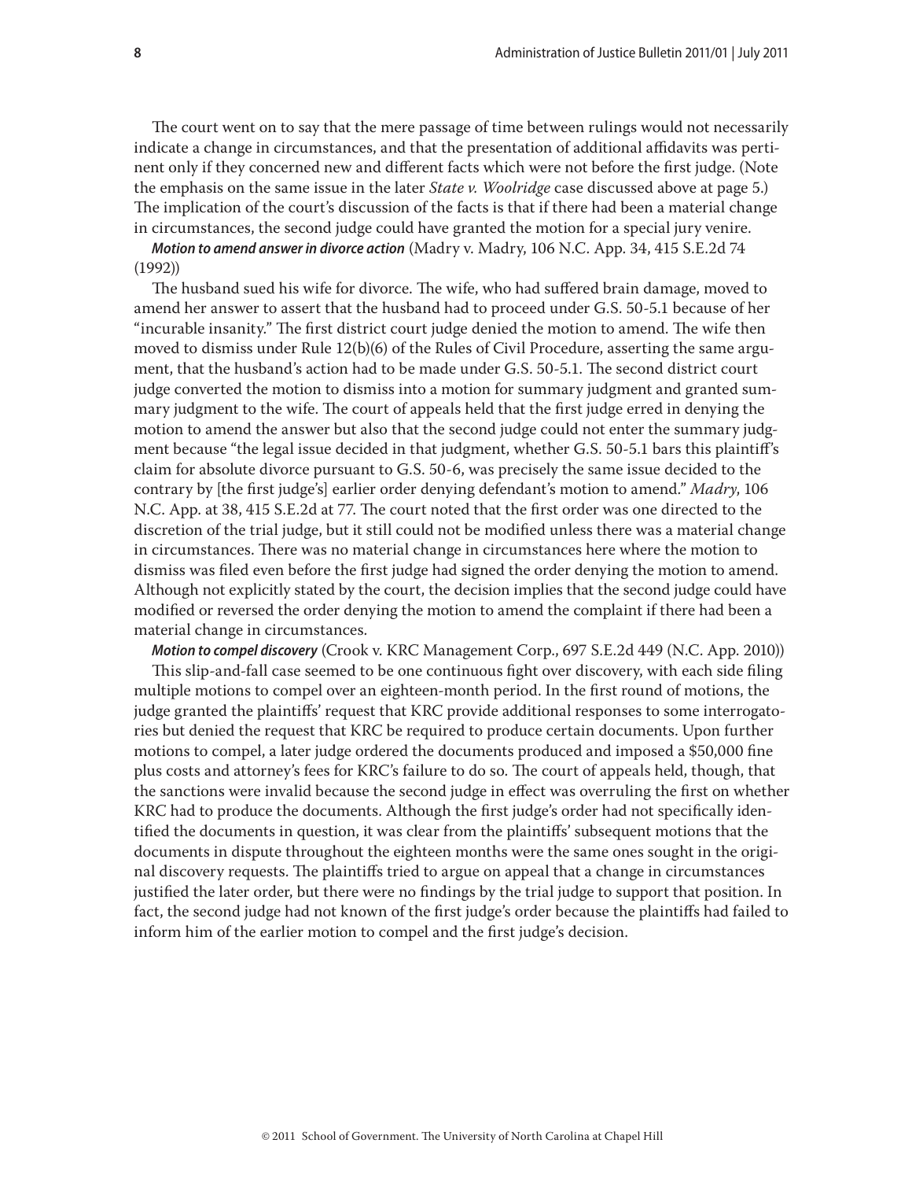The court went on to say that the mere passage of time between rulings would not necessarily indicate a change in circumstances, and that the presentation of additional affidavits was pertinent only if they concerned new and different facts which were not before the first judge. (Note the emphasis on the same issue in the later *State v. Woolridge* case discussed above at page 5.) The implication of the court's discussion of the facts is that if there had been a material change in circumstances, the second judge could have granted the motion for a special jury venire.

***Motion to amend answer in divorce action*** (Madry v. Madry, 106 N.C. App. 34, 415 S.E.2d 74 (1992))

The husband sued his wife for divorce. The wife, who had suffered brain damage, moved to amend her answer to assert that the husband had to proceed under G.S. 50-5.1 because of her "incurable insanity." The first district court judge denied the motion to amend. The wife then moved to dismiss under Rule 12(b)(6) of the Rules of Civil Procedure, asserting the same argument, that the husband's action had to be made under G.S. 50-5.1. The second district court judge converted the motion to dismiss into a motion for summary judgment and granted summary judgment to the wife. The court of appeals held that the first judge erred in denying the motion to amend the answer but also that the second judge could not enter the summary judgment because "the legal issue decided in that judgment, whether G.S. 50-5.1 bars this plaintiff's claim for absolute divorce pursuant to G.S. 50-6, was precisely the same issue decided to the contrary by [the first judge's] earlier order denying defendant's motion to amend." *Madry*, 106 N.C. App. at 38, 415 S.E.2d at 77. The court noted that the first order was one directed to the discretion of the trial judge, but it still could not be modified unless there was a material change in circumstances. There was no material change in circumstances here where the motion to dismiss was filed even before the first judge had signed the order denying the motion to amend. Although not explicitly stated by the court, the decision implies that the second judge could have modified or reversed the order denying the motion to amend the complaint if there had been a material change in circumstances.

***Motion to compel discovery*** (Crook v. KRC Management Corp., 697 S.E.2d 449 (N.C. App. 2010))

This slip-and-fall case seemed to be one continuous fight over discovery, with each side filing multiple motions to compel over an eighteen-month period. In the first round of motions, the judge granted the plaintiffs' request that KRC provide additional responses to some interrogatories but denied the request that KRC be required to produce certain documents. Upon further motions to compel, a later judge ordered the documents produced and imposed a $50,000 fine plus costs and attorney's fees for KRC's failure to do so. The court of appeals held, though, that the sanctions were invalid because the second judge in effect was overruling the first on whether KRC had to produce the documents. Although the first judge's order had not specifically identified the documents in question, it was clear from the plaintiffs' subsequent motions that the documents in dispute throughout the eighteen months were the same ones sought in the original discovery requests. The plaintiffs tried to argue on appeal that a change in circumstances justified the later order, but there were no findings by the trial judge to support that position. In fact, the second judge had not known of the first judge's order because the plaintiffs had failed to inform him of the earlier motion to compel and the first judge's decision.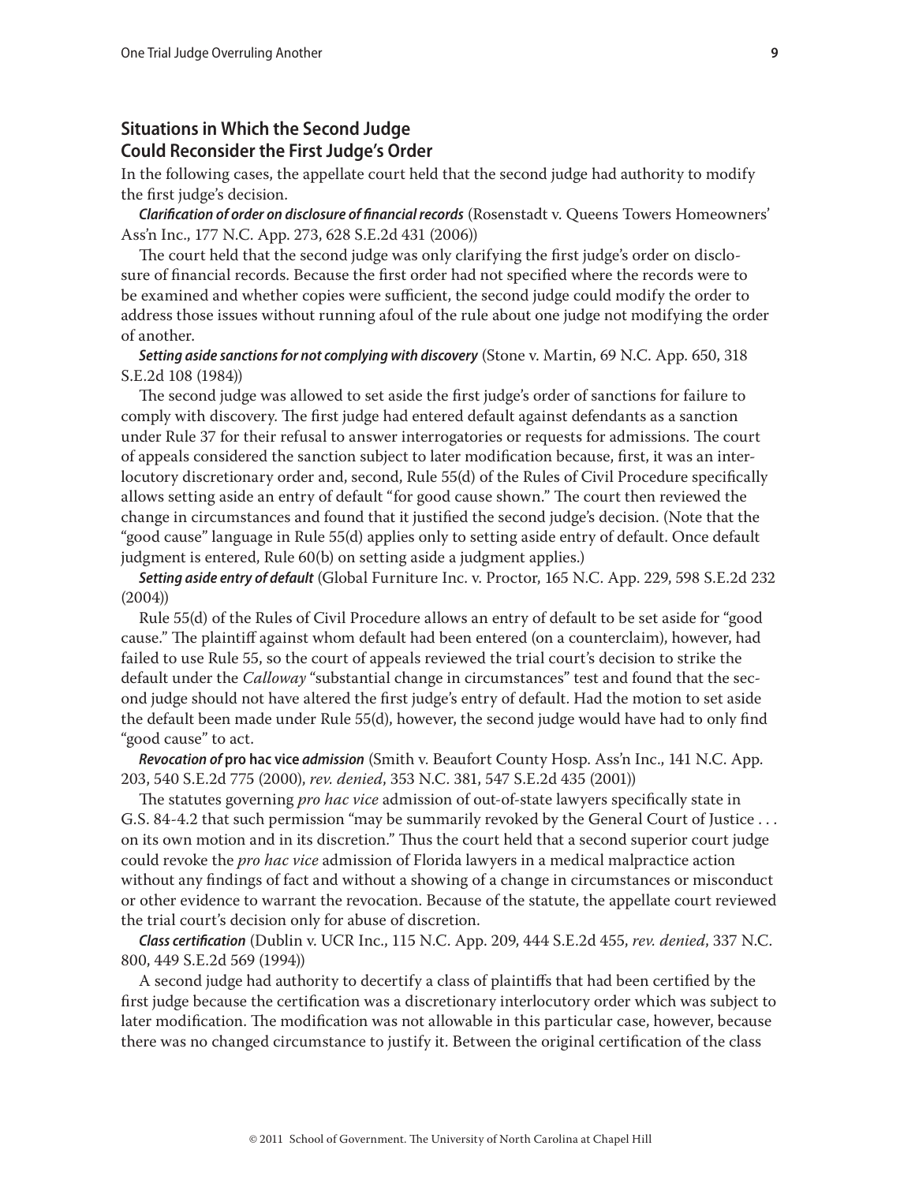## Situations in Which the Second Judge Could Reconsider the First Judge's Order

In the following cases, the appellate court held that the second judge had authority to modify the first judge's decision.

***Clarification of order on disclosure of financial records*** (Rosenstadt v. Queens Towers Homeowners' Ass'n Inc., 177 N.C. App. 273, 628 S.E.2d 431 (2006))

The court held that the second judge was only clarifying the first judge's order on disclosure of financial records. Because the first order had not specified where the records were to be examined and whether copies were sufficient, the second judge could modify the order to address those issues without running afoul of the rule about one judge not modifying the order of another.

***Setting aside sanctions for not complying with discovery*** (Stone v. Martin, 69 N.C. App. 650, 318 S.E.2d 108 (1984))

The second judge was allowed to set aside the first judge's order of sanctions for failure to comply with discovery. The first judge had entered default against defendants as a sanction under Rule 37 for their refusal to answer interrogatories or requests for admissions. The court of appeals considered the sanction subject to later modification because, first, it was an interlocutory discretionary order and, second, Rule 55(d) of the Rules of Civil Procedure specifically allows setting aside an entry of default "for good cause shown." The court then reviewed the change in circumstances and found that it justified the second judge's decision. (Note that the "good cause" language in Rule 55(d) applies only to setting aside entry of default. Once default judgment is entered, Rule 60(b) on setting aside a judgment applies.)

***Setting aside entry of default*** (Global Furniture Inc. v. Proctor, 165 N.C. App. 229, 598 S.E.2d 232 (2004))

Rule 55(d) of the Rules of Civil Procedure allows an entry of default to be set aside for "good cause." The plaintiff against whom default had been entered (on a counterclaim), however, had failed to use Rule 55, so the court of appeals reviewed the trial court's decision to strike the default under the *Calloway* "substantial change in circumstances" test and found that the second judge should not have altered the first judge's entry of default. Had the motion to set aside the default been made under Rule 55(d), however, the second judge would have had to only find "good cause" to act.

***Revocation of* pro hac vice *admission*** (Smith v. Beaufort County Hosp. Ass'n Inc., 141 N.C. App. 203, 540 S.E.2d 775 (2000), *rev. denied*, 353 N.C. 381, 547 S.E.2d 435 (2001))

The statutes governing *pro hac vice* admission of out-of-state lawyers specifically state in G.S. 84-4.2 that such permission "may be summarily revoked by the General Court of Justice . . . on its own motion and in its discretion." Thus the court held that a second superior court judge could revoke the *pro hac vice* admission of Florida lawyers in a medical malpractice action without any findings of fact and without a showing of a change in circumstances or misconduct or other evidence to warrant the revocation. Because of the statute, the appellate court reviewed the trial court's decision only for abuse of discretion.

***Class certification*** (Dublin v. UCR Inc., 115 N.C. App. 209, 444 S.E.2d 455, *rev. denied*, 337 N.C. 800, 449 S.E.2d 569 (1994))

A second judge had authority to decertify a class of plaintiffs that had been certified by the first judge because the certification was a discretionary interlocutory order which was subject to later modification. The modification was not allowable in this particular case, however, because there was no changed circumstance to justify it. Between the original certification of the class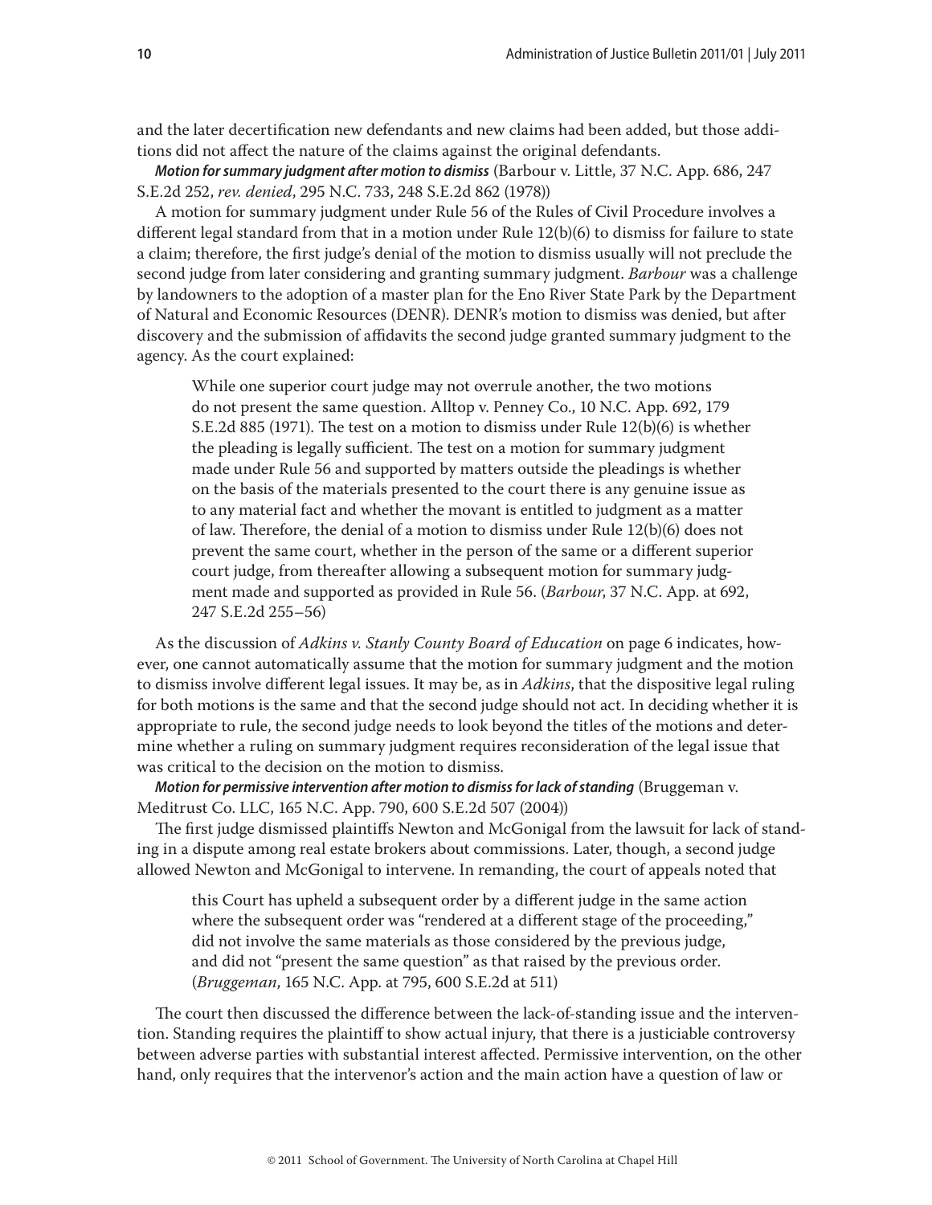and the later decertification new defendants and new claims had been added, but those additions did not affect the nature of the claims against the original defendants.

***Motion for summary judgment after motion to dismiss*** (Barbour v. Little, 37 N.C. App. 686, 247 S.E.2d 252, *rev. denied*, 295 N.C. 733, 248 S.E.2d 862 (1978))

A motion for summary judgment under Rule 56 of the Rules of Civil Procedure involves a different legal standard from that in a motion under Rule 12(b)(6) to dismiss for failure to state a claim; therefore, the first judge's denial of the motion to dismiss usually will not preclude the second judge from later considering and granting summary judgment. *Barbour* was a challenge by landowners to the adoption of a master plan for the Eno River State Park by the Department of Natural and Economic Resources (DENR). DENR's motion to dismiss was denied, but after discovery and the submission of affidavits the second judge granted summary judgment to the agency. As the court explained:

> While one superior court judge may not overrule another, the two motions do not present the same question. Alltop v. Penney Co., 10 N.C. App. 692, 179 S.E.2d 885 (1971). The test on a motion to dismiss under Rule 12(b)(6) is whether the pleading is legally sufficient. The test on a motion for summary judgment made under Rule 56 and supported by matters outside the pleadings is whether on the basis of the materials presented to the court there is any genuine issue as to any material fact and whether the movant is entitled to judgment as a matter of law. Therefore, the denial of a motion to dismiss under Rule 12(b)(6) does not prevent the same court, whether in the person of the same or a different superior court judge, from thereafter allowing a subsequent motion for summary judgment made and supported as provided in Rule 56. (*Barbour*, 37 N.C. App. at 692, 247 S.E.2d 255–56)

As the discussion of *Adkins v. Stanly County Board of Education* on page 6 indicates, however, one cannot automatically assume that the motion for summary judgment and the motion to dismiss involve different legal issues. It may be, as in *Adkins*, that the dispositive legal ruling for both motions is the same and that the second judge should not act. In deciding whether it is appropriate to rule, the second judge needs to look beyond the titles of the motions and determine whether a ruling on summary judgment requires reconsideration of the legal issue that was critical to the decision on the motion to dismiss.

***Motion for permissive intervention after motion to dismiss for lack of standing*** (Bruggeman v. Meditrust Co. LLC, 165 N.C. App. 790, 600 S.E.2d 507 (2004))

The first judge dismissed plaintiffs Newton and McGonigal from the lawsuit for lack of standing in a dispute among real estate brokers about commissions. Later, though, a second judge allowed Newton and McGonigal to intervene. In remanding, the court of appeals noted that

> this Court has upheld a subsequent order by a different judge in the same action where the subsequent order was "rendered at a different stage of the proceeding," did not involve the same materials as those considered by the previous judge, and did not "present the same question" as that raised by the previous order. (*Bruggeman*, 165 N.C. App. at 795, 600 S.E.2d at 511)

The court then discussed the difference between the lack-of-standing issue and the intervention. Standing requires the plaintiff to show actual injury, that there is a justiciable controversy between adverse parties with substantial interest affected. Permissive intervention, on the other hand, only requires that the intervenor's action and the main action have a question of law or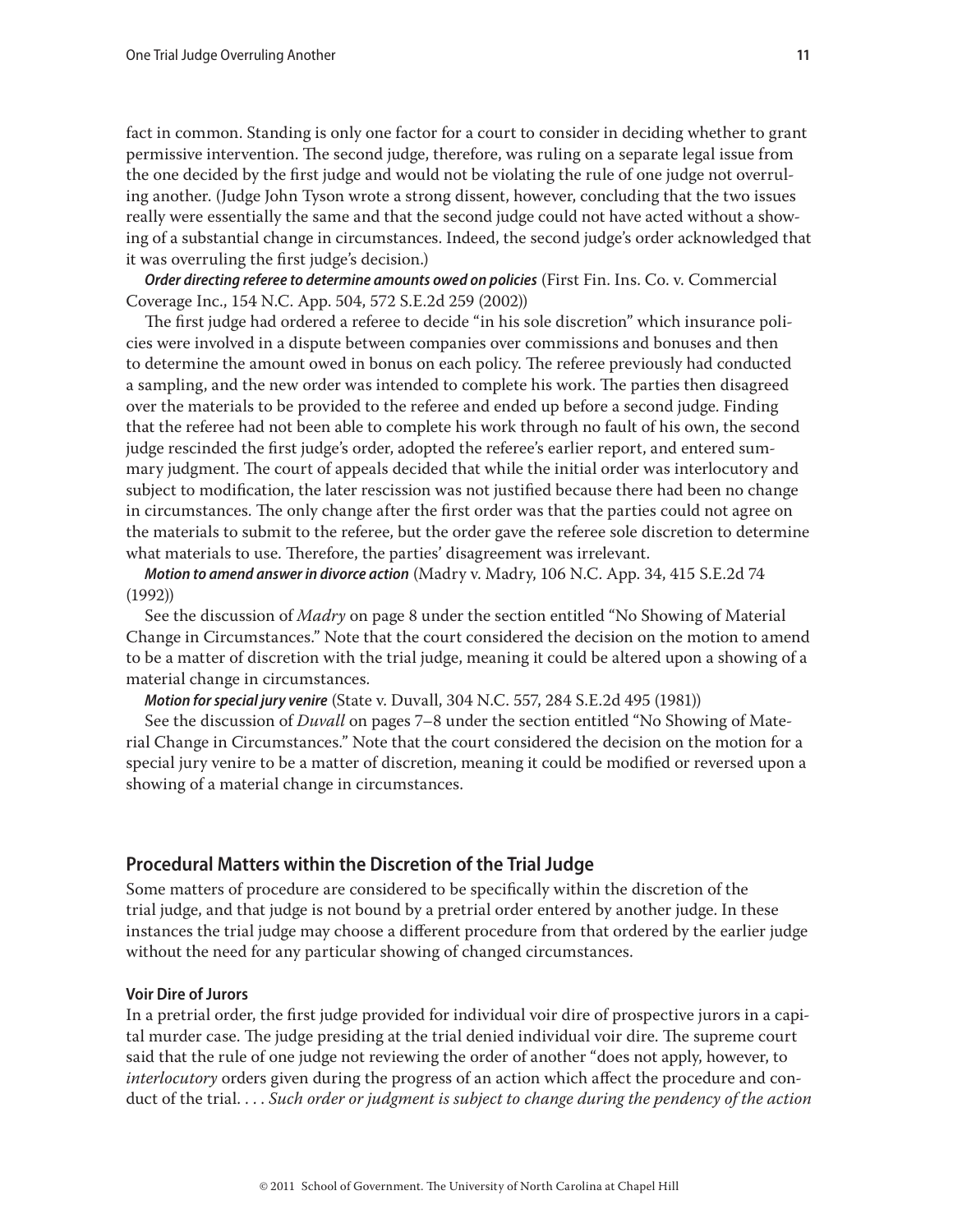fact in common. Standing is only one factor for a court to consider in deciding whether to grant permissive intervention. The second judge, therefore, was ruling on a separate legal issue from the one decided by the first judge and would not be violating the rule of one judge not overruling another. (Judge John Tyson wrote a strong dissent, however, concluding that the two issues really were essentially the same and that the second judge could not have acted without a showing of a substantial change in circumstances. Indeed, the second judge's order acknowledged that it was overruling the first judge's decision.)

***Order directing referee to determine amounts owed on policies*** (First Fin. Ins. Co. v. Commercial Coverage Inc., 154 N.C. App. 504, 572 S.E.2d 259 (2002))

The first judge had ordered a referee to decide "in his sole discretion" which insurance policies were involved in a dispute between companies over commissions and bonuses and then to determine the amount owed in bonus on each policy. The referee previously had conducted a sampling, and the new order was intended to complete his work. The parties then disagreed over the materials to be provided to the referee and ended up before a second judge. Finding that the referee had not been able to complete his work through no fault of his own, the second judge rescinded the first judge's order, adopted the referee's earlier report, and entered summary judgment. The court of appeals decided that while the initial order was interlocutory and subject to modification, the later rescission was not justified because there had been no change in circumstances. The only change after the first order was that the parties could not agree on the materials to submit to the referee, but the order gave the referee sole discretion to determine what materials to use. Therefore, the parties' disagreement was irrelevant.

***Motion to amend answer in divorce action*** (Madry v. Madry, 106 N.C. App. 34, 415 S.E.2d 74 (1992))

See the discussion of *Madry* on page 8 under the section entitled "No Showing of Material Change in Circumstances." Note that the court considered the decision on the motion to amend to be a matter of discretion with the trial judge, meaning it could be altered upon a showing of a material change in circumstances.

***Motion for special jury venire*** (State v. Duvall, 304 N.C. 557, 284 S.E.2d 495 (1981))

See the discussion of *Duvall* on pages 7–8 under the section entitled "No Showing of Material Change in Circumstances." Note that the court considered the decision on the motion for a special jury venire to be a matter of discretion, meaning it could be modified or reversed upon a showing of a material change in circumstances.

## Procedural Matters within the Discretion of the Trial Judge

Some matters of procedure are considered to be specifically within the discretion of the trial judge, and that judge is not bound by a pretrial order entered by another judge. In these instances the trial judge may choose a different procedure from that ordered by the earlier judge without the need for any particular showing of changed circumstances.

### Voir Dire of Jurors

In a pretrial order, the first judge provided for individual voir dire of prospective jurors in a capital murder case. The judge presiding at the trial denied individual voir dire. The supreme court said that the rule of one judge not reviewing the order of another "does not apply, however, to *interlocutory* orders given during the progress of an action which affect the procedure and conduct of the trial. . . . *Such order or judgment is subject to change during the pendency of the action*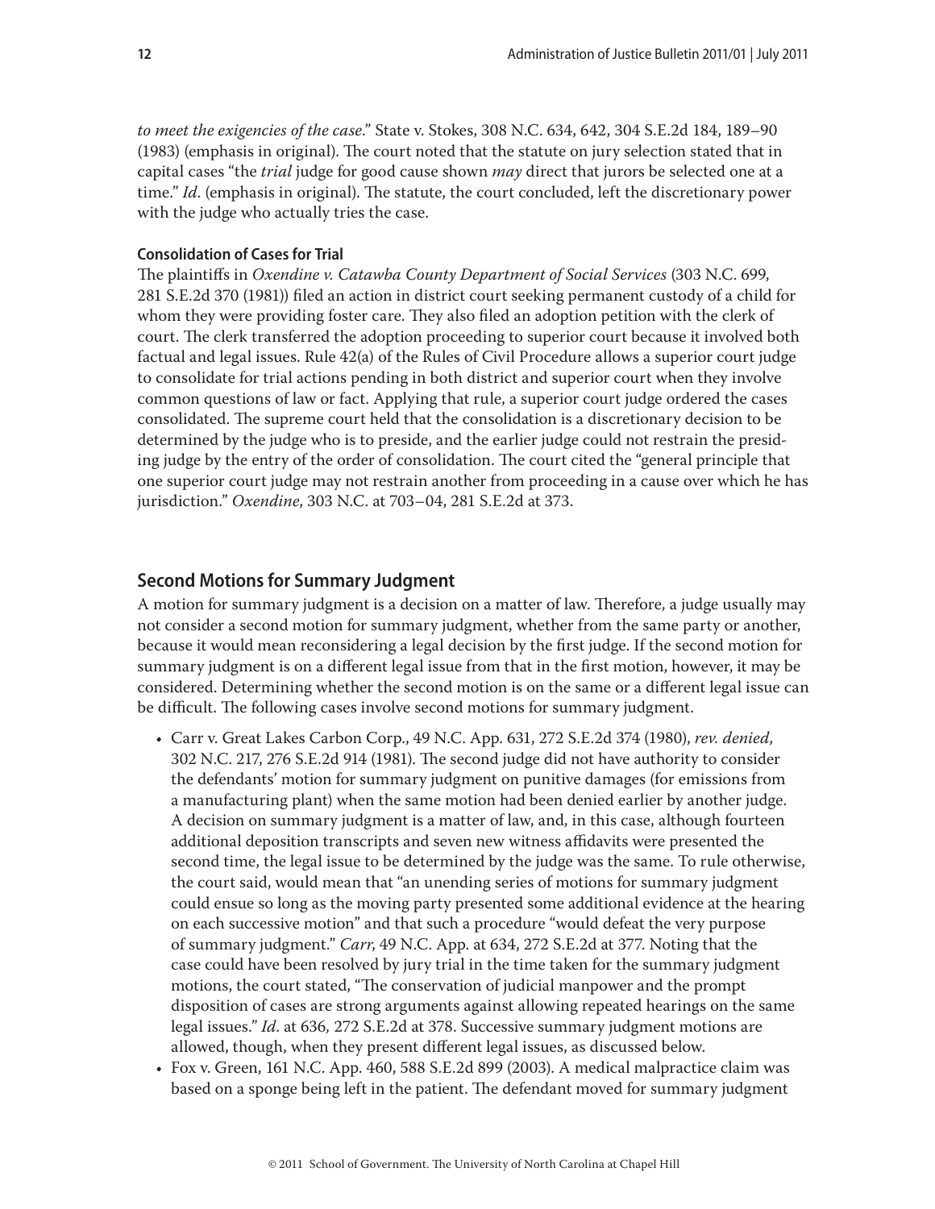*to meet the exigencies of the case*." State v. Stokes, 308 N.C. 634, 642, 304 S.E.2d 184, 189–90 (1983) (emphasis in original). The court noted that the statute on jury selection stated that in capital cases "the *trial* judge for good cause shown *may* direct that jurors be selected one at a time." *Id*. (emphasis in original). The statute, the court concluded, left the discretionary power with the judge who actually tries the case.

#### Consolidation of Cases for Trial

The plaintiffs in *Oxendine v. Catawba County Department of Social Services* (303 N.C. 699, 281 S.E.2d 370 (1981)) filed an action in district court seeking permanent custody of a child for whom they were providing foster care. They also filed an adoption petition with the clerk of court. The clerk transferred the adoption proceeding to superior court because it involved both factual and legal issues. Rule 42(a) of the Rules of Civil Procedure allows a superior court judge to consolidate for trial actions pending in both district and superior court when they involve common questions of law or fact. Applying that rule, a superior court judge ordered the cases consolidated. The supreme court held that the consolidation is a discretionary decision to be determined by the judge who is to preside, and the earlier judge could not restrain the presiding judge by the entry of the order of consolidation. The court cited the "general principle that one superior court judge may not restrain another from proceeding in a cause over which he has jurisdiction." *Oxendine*, 303 N.C. at 703–04, 281 S.E.2d at 373.

### Second Motions for Summary Judgment

A motion for summary judgment is a decision on a matter of law. Therefore, a judge usually may not consider a second motion for summary judgment, whether from the same party or another, because it would mean reconsidering a legal decision by the first judge. If the second motion for summary judgment is on a different legal issue from that in the first motion, however, it may be considered. Determining whether the second motion is on the same or a different legal issue can be difficult. The following cases involve second motions for summary judgment.

- Carr v. Great Lakes Carbon Corp., 49 N.C. App. 631, 272 S.E.2d 374 (1980), *rev. denied*, 302 N.C. 217, 276 S.E.2d 914 (1981). The second judge did not have authority to consider the defendants' motion for summary judgment on punitive damages (for emissions from a manufacturing plant) when the same motion had been denied earlier by another judge. A decision on summary judgment is a matter of law, and, in this case, although fourteen additional deposition transcripts and seven new witness affidavits were presented the second time, the legal issue to be determined by the judge was the same. To rule otherwise, the court said, would mean that "an unending series of motions for summary judgment could ensue so long as the moving party presented some additional evidence at the hearing on each successive motion" and that such a procedure "would defeat the very purpose of summary judgment." *Carr*, 49 N.C. App. at 634, 272 S.E.2d at 377. Noting that the case could have been resolved by jury trial in the time taken for the summary judgment motions, the court stated, "The conservation of judicial manpower and the prompt disposition of cases are strong arguments against allowing repeated hearings on the same legal issues." *Id*. at 636, 272 S.E.2d at 378. Successive summary judgment motions are allowed, though, when they present different legal issues, as discussed below.
- Fox v. Green, 161 N.C. App. 460, 588 S.E.2d 899 (2003). A medical malpractice claim was based on a sponge being left in the patient. The defendant moved for summary judgment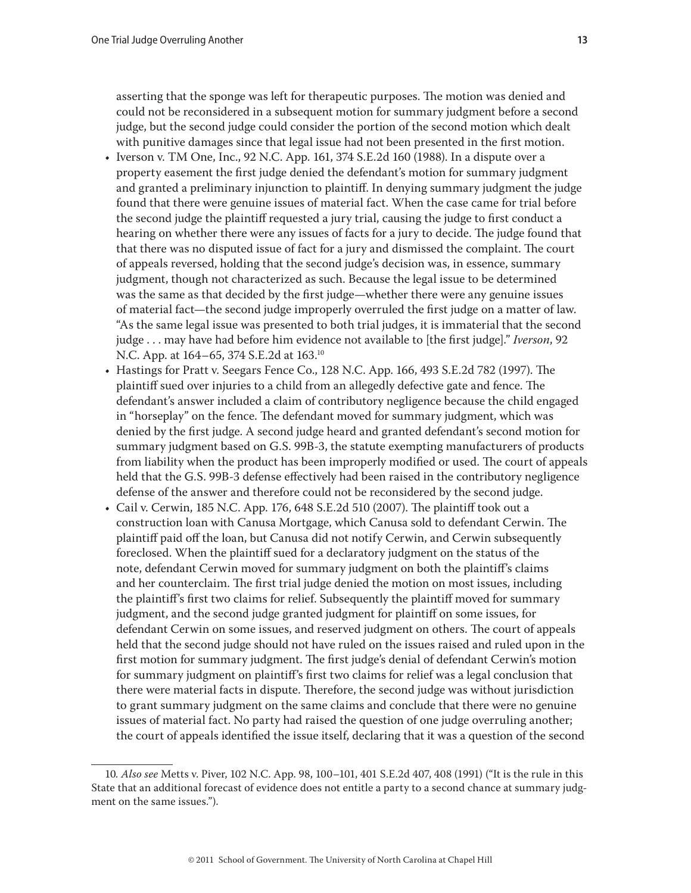asserting that the sponge was left for therapeutic purposes. The motion was denied and could not be reconsidered in a subsequent motion for summary judgment before a second judge, but the second judge could consider the portion of the second motion which dealt with punitive damages since that legal issue had not been presented in the first motion.

- Iverson v. TM One, Inc., 92 N.C. App. 161, 374 S.E.2d 160 (1988). In a dispute over a property easement the first judge denied the defendant's motion for summary judgment and granted a preliminary injunction to plaintiff. In denying summary judgment the judge found that there were genuine issues of material fact. When the case came for trial before the second judge the plaintiff requested a jury trial, causing the judge to first conduct a hearing on whether there were any issues of facts for a jury to decide. The judge found that that there was no disputed issue of fact for a jury and dismissed the complaint. The court of appeals reversed, holding that the second judge's decision was, in essence, summary judgment, though not characterized as such. Because the legal issue to be determined was the same as that decided by the first judge—whether there were any genuine issues of material fact—the second judge improperly overruled the first judge on a matter of law. "As the same legal issue was presented to both trial judges, it is immaterial that the second judge . . . may have had before him evidence not available to [the first judge]." *Iverson*, 92 N.C. App. at 164–65, 374 S.E.2d at 163.[10]
- Hastings for Pratt v. Seegars Fence Co., 128 N.C. App. 166, 493 S.E.2d 782 (1997). The plaintiff sued over injuries to a child from an allegedly defective gate and fence. The defendant's answer included a claim of contributory negligence because the child engaged in "horseplay" on the fence. The defendant moved for summary judgment, which was denied by the first judge. A second judge heard and granted defendant's second motion for summary judgment based on G.S. 99B-3, the statute exempting manufacturers of products from liability when the product has been improperly modified or used. The court of appeals held that the G.S. 99B-3 defense effectively had been raised in the contributory negligence defense of the answer and therefore could not be reconsidered by the second judge.
- Cail v. Cerwin, 185 N.C. App. 176, 648 S.E.2d 510 (2007). The plaintiff took out a construction loan with Canusa Mortgage, which Canusa sold to defendant Cerwin. The plaintiff paid off the loan, but Canusa did not notify Cerwin, and Cerwin subsequently foreclosed. When the plaintiff sued for a declaratory judgment on the status of the note, defendant Cerwin moved for summary judgment on both the plaintiff's claims and her counterclaim. The first trial judge denied the motion on most issues, including the plaintiff's first two claims for relief. Subsequently the plaintiff moved for summary judgment, and the second judge granted judgment for plaintiff on some issues, for defendant Cerwin on some issues, and reserved judgment on others. The court of appeals held that the second judge should not have ruled on the issues raised and ruled upon in the first motion for summary judgment. The first judge's denial of defendant Cerwin's motion for summary judgment on plaintiff's first two claims for relief was a legal conclusion that there were material facts in dispute. Therefore, the second judge was without jurisdiction to grant summary judgment on the same claims and conclude that there were no genuine issues of material fact. No party had raised the question of one judge overruling another; the court of appeals identified the issue itself, declaring that it was a question of the second

10. *Also see* Metts v. Piver, 102 N.C. App. 98, 100–101, 401 S.E.2d 407, 408 (1991) ("It is the rule in this State that an additional forecast of evidence does not entitle a party to a second chance at summary judgment on the same issues.").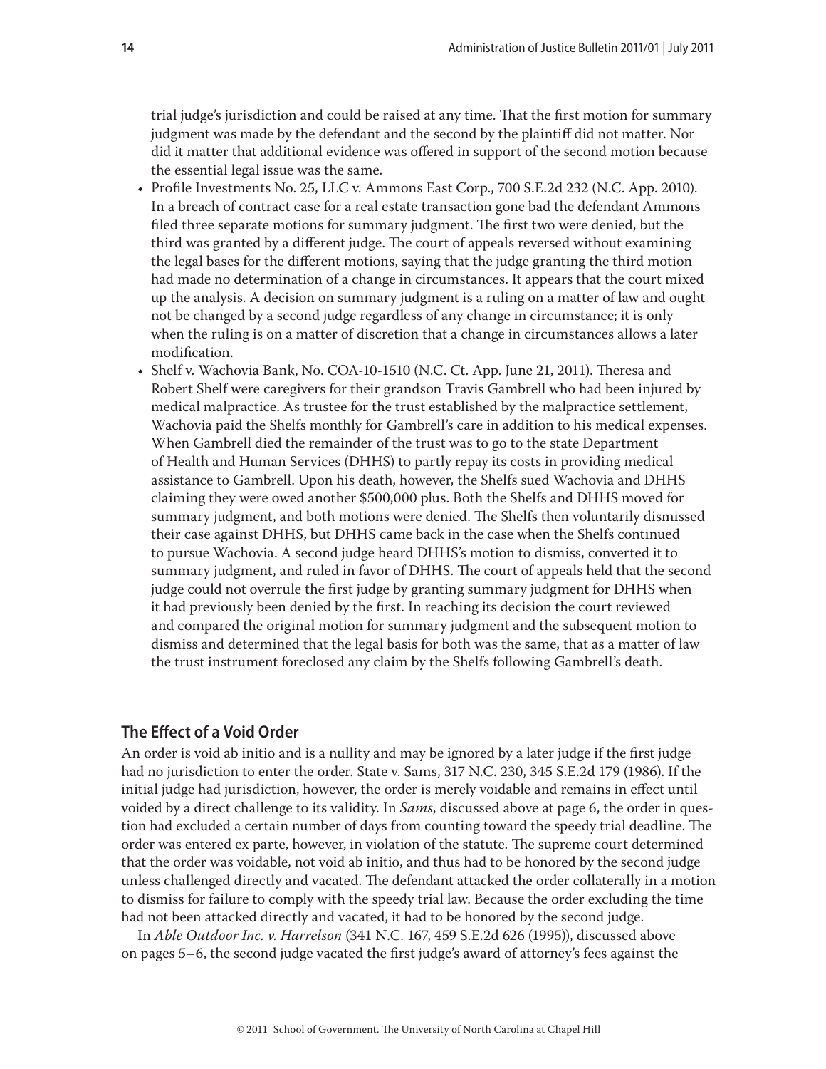trial judge's jurisdiction and could be raised at any time. That the first motion for summary judgment was made by the defendant and the second by the plaintiff did not matter. Nor did it matter that additional evidence was offered in support of the second motion because the essential legal issue was the same.

- Profile Investments No. 25, LLC v. Ammons East Corp., 700 S.E.2d 232 (N.C. App. 2010). In a breach of contract case for a real estate transaction gone bad the defendant Ammons filed three separate motions for summary judgment. The first two were denied, but the third was granted by a different judge. The court of appeals reversed without examining the legal bases for the different motions, saying that the judge granting the third motion had made no determination of a change in circumstances. It appears that the court mixed up the analysis. A decision on summary judgment is a ruling on a matter of law and ought not be changed by a second judge regardless of any change in circumstance; it is only when the ruling is on a matter of discretion that a change in circumstances allows a later modification.
- Shelf v. Wachovia Bank, No. COA-10-1510 (N.C. Ct. App. June 21, 2011). Theresa and Robert Shelf were caregivers for their grandson Travis Gambrell who had been injured by medical malpractice. As trustee for the trust established by the malpractice settlement, Wachovia paid the Shelfs monthly for Gambrell's care in addition to his medical expenses. When Gambrell died the remainder of the trust was to go to the state Department of Health and Human Services (DHHS) to partly repay its costs in providing medical assistance to Gambrell. Upon his death, however, the Shelfs sued Wachovia and DHHS claiming they were owed another $500,000 plus. Both the Shelfs and DHHS moved for summary judgment, and both motions were denied. The Shelfs then voluntarily dismissed their case against DHHS, but DHHS came back in the case when the Shelfs continued to pursue Wachovia. A second judge heard DHHS's motion to dismiss, converted it to summary judgment, and ruled in favor of DHHS. The court of appeals held that the second judge could not overrule the first judge by granting summary judgment for DHHS when it had previously been denied by the first. In reaching its decision the court reviewed and compared the original motion for summary judgment and the subsequent motion to dismiss and determined that the legal basis for both was the same, that as a matter of law the trust instrument foreclosed any claim by the Shelfs following Gambrell's death.

## The Effect of a Void Order

An order is void ab initio and is a nullity and may be ignored by a later judge if the first judge had no jurisdiction to enter the order. State v. Sams, 317 N.C. 230, 345 S.E.2d 179 (1986). If the initial judge had jurisdiction, however, the order is merely voidable and remains in effect until voided by a direct challenge to its validity. In *Sams*, discussed above at page 6, the order in question had excluded a certain number of days from counting toward the speedy trial deadline. The order was entered ex parte, however, in violation of the statute. The supreme court determined that the order was voidable, not void ab initio, and thus had to be honored by the second judge unless challenged directly and vacated. The defendant attacked the order collaterally in a motion to dismiss for failure to comply with the speedy trial law. Because the order excluding the time had not been attacked directly and vacated, it had to be honored by the second judge.

In *Able Outdoor Inc. v. Harrelson* (341 N.C. 167, 459 S.E.2d 626 (1995)), discussed above on pages 5–6, the second judge vacated the first judge's award of attorney's fees against the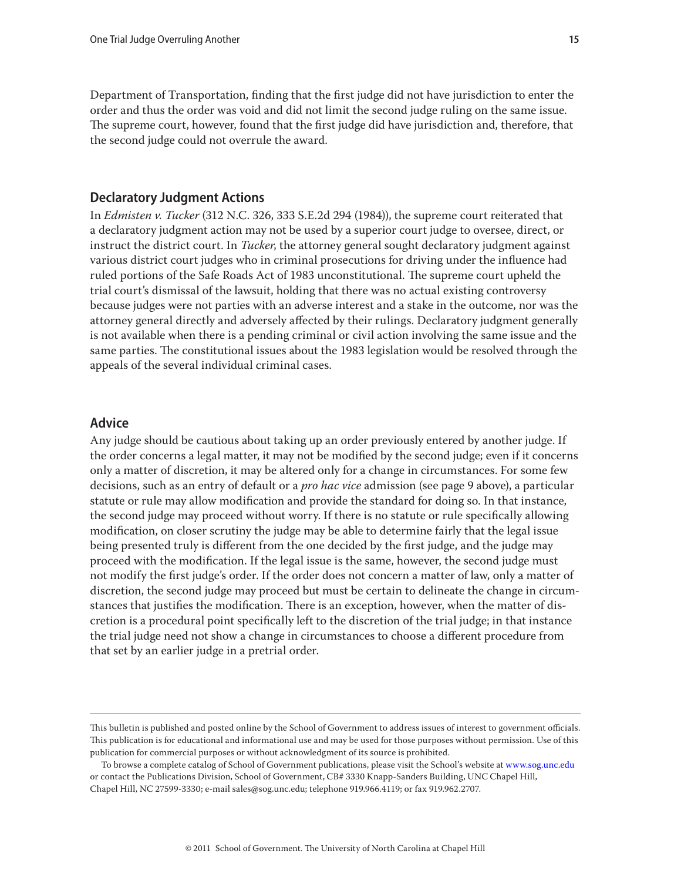Department of Transportation, finding that the first judge did not have jurisdiction to enter the order and thus the order was void and did not limit the second judge ruling on the same issue. The supreme court, however, found that the first judge did have jurisdiction and, therefore, that the second judge could not overrule the award.

## Declaratory Judgment Actions

In *Edmisten v. Tucker* (312 N.C. 326, 333 S.E.2d 294 (1984)), the supreme court reiterated that a declaratory judgment action may not be used by a superior court judge to oversee, direct, or instruct the district court. In *Tucker*, the attorney general sought declaratory judgment against various district court judges who in criminal prosecutions for driving under the influence had ruled portions of the Safe Roads Act of 1983 unconstitutional. The supreme court upheld the trial court's dismissal of the lawsuit, holding that there was no actual existing controversy because judges were not parties with an adverse interest and a stake in the outcome, nor was the attorney general directly and adversely affected by their rulings. Declaratory judgment generally is not available when there is a pending criminal or civil action involving the same issue and the same parties. The constitutional issues about the 1983 legislation would be resolved through the appeals of the several individual criminal cases.

## Advice

Any judge should be cautious about taking up an order previously entered by another judge. If the order concerns a legal matter, it may not be modified by the second judge; even if it concerns only a matter of discretion, it may be altered only for a change in circumstances. For some few decisions, such as an entry of default or a *pro hac vice* admission (see page 9 above), a particular statute or rule may allow modification and provide the standard for doing so. In that instance, the second judge may proceed without worry. If there is no statute or rule specifically allowing modification, on closer scrutiny the judge may be able to determine fairly that the legal issue being presented truly is different from the one decided by the first judge, and the judge may proceed with the modification. If the legal issue is the same, however, the second judge must not modify the first judge's order. If the order does not concern a matter of law, only a matter of discretion, the second judge may proceed but must be certain to delineate the change in circumstances that justifies the modification. There is an exception, however, when the matter of discretion is a procedural point specifically left to the discretion of the trial judge; in that instance the trial judge need not show a change in circumstances to choose a different procedure from that set by an earlier judge in a pretrial order.

---

This bulletin is published and posted online by the School of Government to address issues of interest to government officials. This publication is for educational and informational use and may be used for those purposes without permission. Use of this publication for commercial purposes or without acknowledgment of its source is prohibited.

To browse a complete catalog of School of Government publications, please visit the School's website at www.sog.unc.edu or contact the Publications Division, School of Government, CB# 3330 Knapp-Sanders Building, UNC Chapel Hill, Chapel Hill, NC 27599-3330; e-mail sales@sog.unc.edu; telephone 919.966.4119; or fax 919.962.2707.

© 2011 School of Government. The University of North Carolina at Chapel Hill